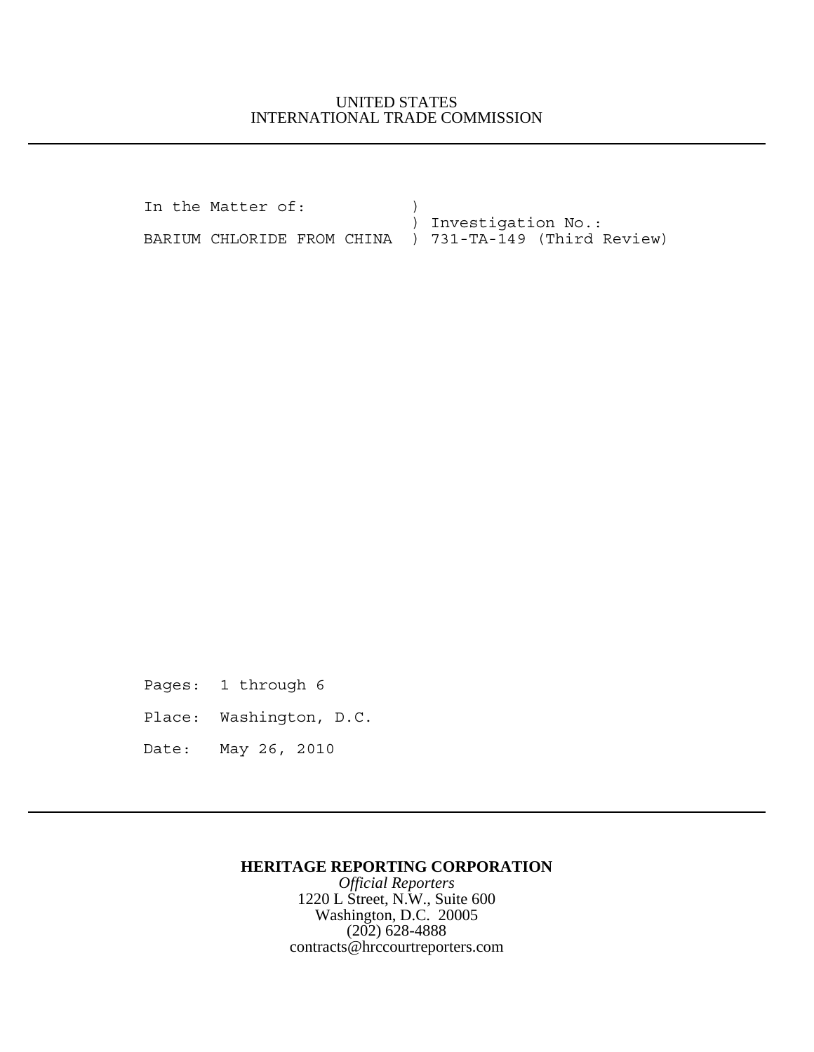UNITED STATES
INTERNATIONAL TRADE COMMISSION

```
In the Matter of:            )
                             ) Investigation No.:
BARIUM CHLORIDE FROM CHINA   ) 731-TA-149 (Third Review)
```

Pages: 1 through 6

Place: Washington, D.C.

Date: May 26, 2010

**HERITAGE REPORTING CORPORATION**
*Official Reporters*
1220 L Street, N.W., Suite 600
Washington, D.C. 20005
(202) 628-4888
contracts@hrccourtreporters.com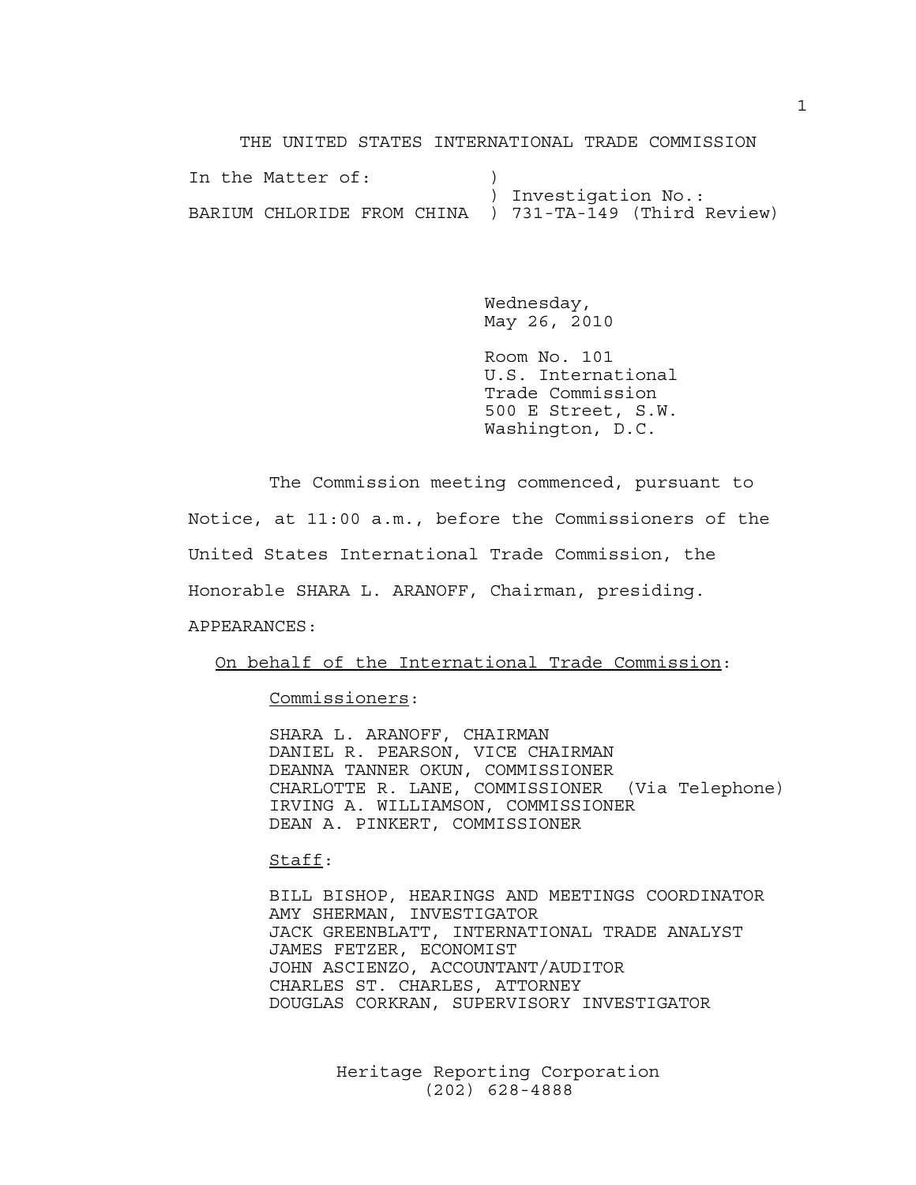THE UNITED STATES INTERNATIONAL TRADE COMMISSION

```
In the Matter of:            )
                             ) Investigation No.:
BARIUM CHLORIDE FROM CHINA   ) 731-TA-149 (Third Review)
```

Wednesday,
May 26, 2010

Room No. 101
U.S. International
Trade Commission
500 E Street, S.W.
Washington, D.C.

The Commission meeting commenced, pursuant to Notice, at 11:00 a.m., before the Commissioners of the United States International Trade Commission, the Honorable SHARA L. ARANOFF, Chairman, presiding.

APPEARANCES:

On behalf of the International Trade Commission:

Commissioners:

SHARA L. ARANOFF, CHAIRMAN
DANIEL R. PEARSON, VICE CHAIRMAN
DEANNA TANNER OKUN, COMMISSIONER
CHARLOTTE R. LANE, COMMISSIONER (Via Telephone)
IRVING A. WILLIAMSON, COMMISSIONER
DEAN A. PINKERT, COMMISSIONER

Staff:

BILL BISHOP, HEARINGS AND MEETINGS COORDINATOR
AMY SHERMAN, INVESTIGATOR
JACK GREENBLATT, INTERNATIONAL TRADE ANALYST
JAMES FETZER, ECONOMIST
JOHN ASCIENZO, ACCOUNTANT/AUDITOR
CHARLES ST. CHARLES, ATTORNEY
DOUGLAS CORKRAN, SUPERVISORY INVESTIGATOR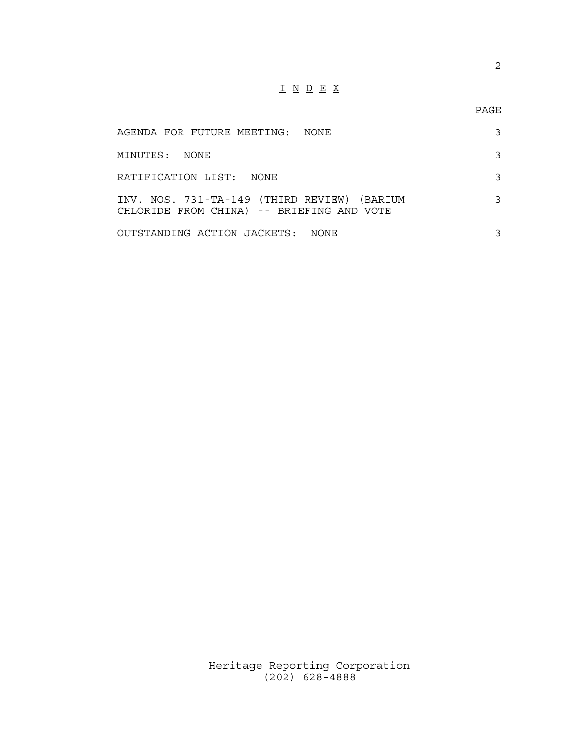# I N D E X

| | PAGE |
|---|---|
| AGENDA FOR FUTURE MEETING: NONE | 3 |
| MINUTES: NONE | 3 |
| RATIFICATION LIST: NONE | 3 |
| INV. NOS. 731-TA-149 (THIRD REVIEW) (BARIUM CHLORIDE FROM CHINA) -- BRIEFING AND VOTE | 3 |
| OUTSTANDING ACTION JACKETS: NONE | 3 |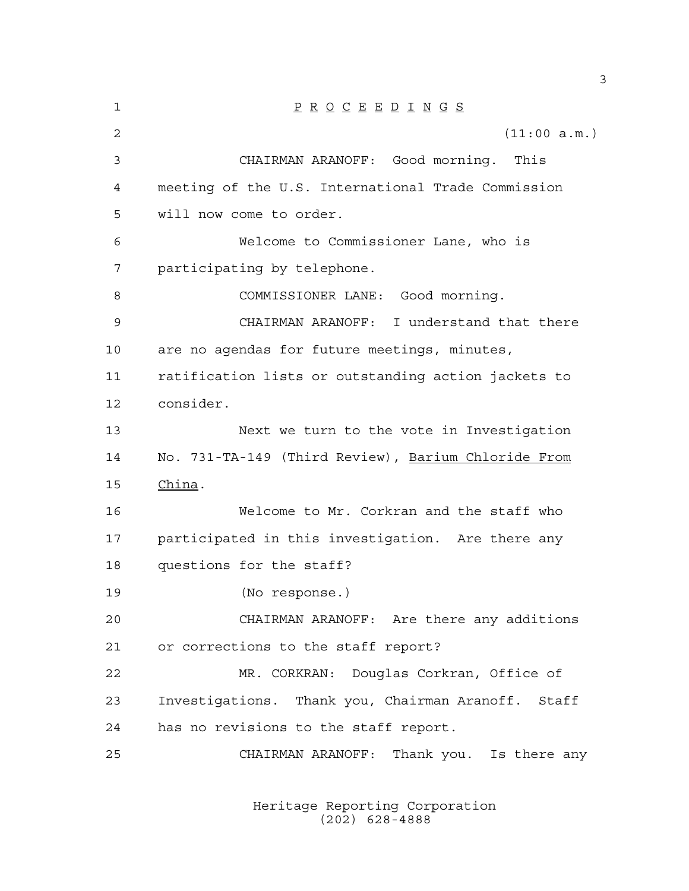P R O C E E D I N G S

(11:00 a.m.)

CHAIRMAN ARANOFF: Good morning. This meeting of the U.S. International Trade Commission will now come to order.

Welcome to Commissioner Lane, who is participating by telephone.

COMMISSIONER LANE: Good morning.

CHAIRMAN ARANOFF: I understand that there are no agendas for future meetings, minutes, ratification lists or outstanding action jackets to consider.

Next we turn to the vote in Investigation No. 731-TA-149 (Third Review), Barium Chloride From China.

Welcome to Mr. Corkran and the staff who participated in this investigation. Are there any questions for the staff?

(No response.)

CHAIRMAN ARANOFF: Are there any additions or corrections to the staff report?

MR. CORKRAN: Douglas Corkran, Office of Investigations. Thank you, Chairman Aranoff. Staff has no revisions to the staff report.

CHAIRMAN ARANOFF: Thank you. Is there any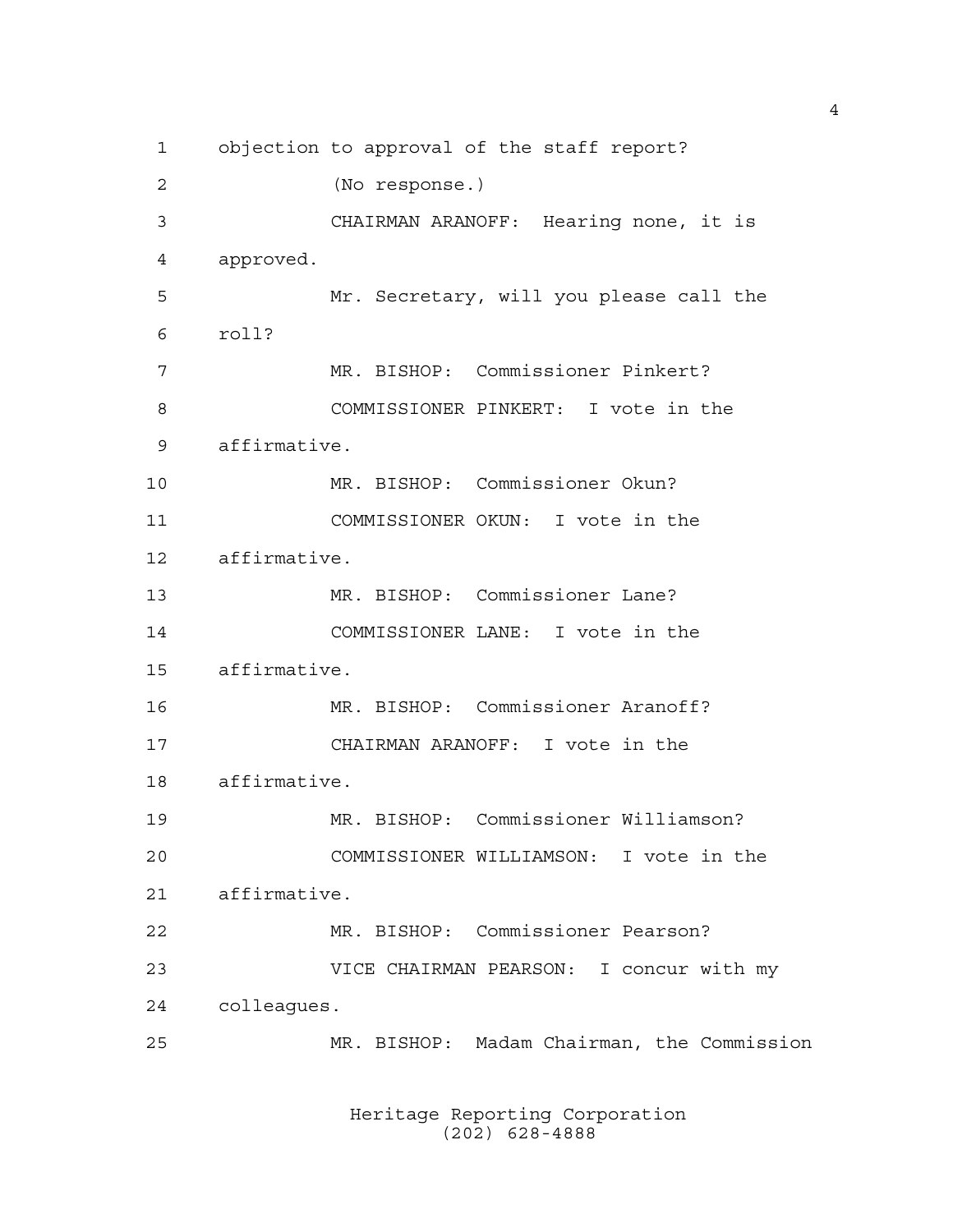objection to approval of the staff report?

(No response.)

CHAIRMAN ARANOFF: Hearing none, it is approved.

Mr. Secretary, will you please call the roll?

MR. BISHOP: Commissioner Pinkert?

COMMISSIONER PINKERT: I vote in the affirmative.

MR. BISHOP: Commissioner Okun?

COMMISSIONER OKUN: I vote in the affirmative.

MR. BISHOP: Commissioner Lane?

COMMISSIONER LANE: I vote in the affirmative.

MR. BISHOP: Commissioner Aranoff?

CHAIRMAN ARANOFF: I vote in the affirmative.

MR. BISHOP: Commissioner Williamson?

COMMISSIONER WILLIAMSON: I vote in the affirmative.

MR. BISHOP: Commissioner Pearson?

VICE CHAIRMAN PEARSON: I concur with my colleagues.

MR. BISHOP: Madam Chairman, the Commission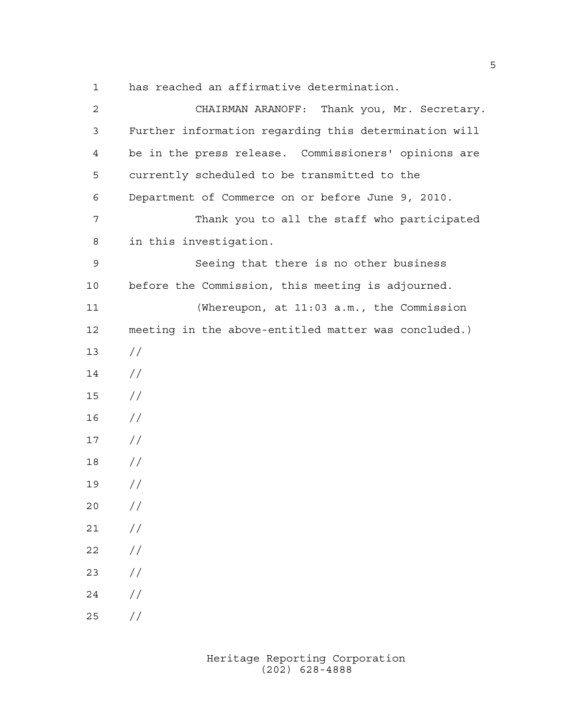has reached an affirmative determination.

CHAIRMAN ARANOFF: Thank you, Mr. Secretary. Further information regarding this determination will be in the press release. Commissioners' opinions are currently scheduled to be transmitted to the Department of Commerce on or before June 9, 2010.

Thank you to all the staff who participated in this investigation.

Seeing that there is no other business before the Commission, this meeting is adjourned.

(Whereupon, at 11:03 a.m., the Commission meeting in the above-entitled matter was concluded.)

//

//

//

//

//

//

//

//

//

//

//

//

//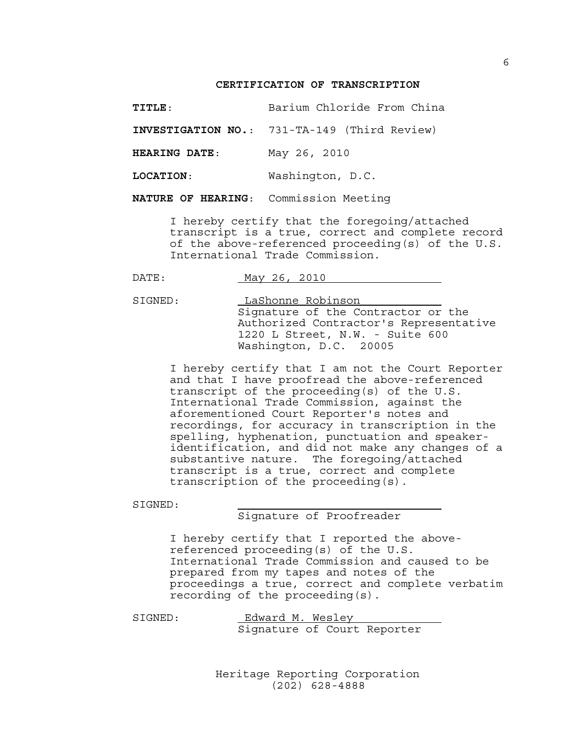**CERTIFICATION OF TRANSCRIPTION**

**TITLE**: Barium Chloride From China

**INVESTIGATION NO.**: 731-TA-149 (Third Review)

**HEARING DATE**: May 26, 2010

**LOCATION**: Washington, D.C.

**NATURE OF HEARING**: Commission Meeting

I hereby certify that the foregoing/attached transcript is a true, correct and complete record of the above-referenced proceeding(s) of the U.S. International Trade Commission.

DATE: May 26, 2010

SIGNED: LaShonne Robinson
Signature of the Contractor or the Authorized Contractor's Representative
1220 L Street, N.W. - Suite 600
Washington, D.C. 20005

I hereby certify that I am not the Court Reporter and that I have proofread the above-referenced transcript of the proceeding(s) of the U.S. International Trade Commission, against the aforementioned Court Reporter's notes and recordings, for accuracy in transcription in the spelling, hyphenation, punctuation and speaker-identification, and did not make any changes of a substantive nature. The foregoing/attached transcript is a true, correct and complete transcription of the proceeding(s).

SIGNED: ______________________________
Signature of Proofreader

I hereby certify that I reported the above-referenced proceeding(s) of the U.S. International Trade Commission and caused to be prepared from my tapes and notes of the proceedings a true, correct and complete verbatim recording of the proceeding(s).

SIGNED: Edward M. Wesley
Signature of Court Reporter

Heritage Reporting Corporation
(202) 628-4888